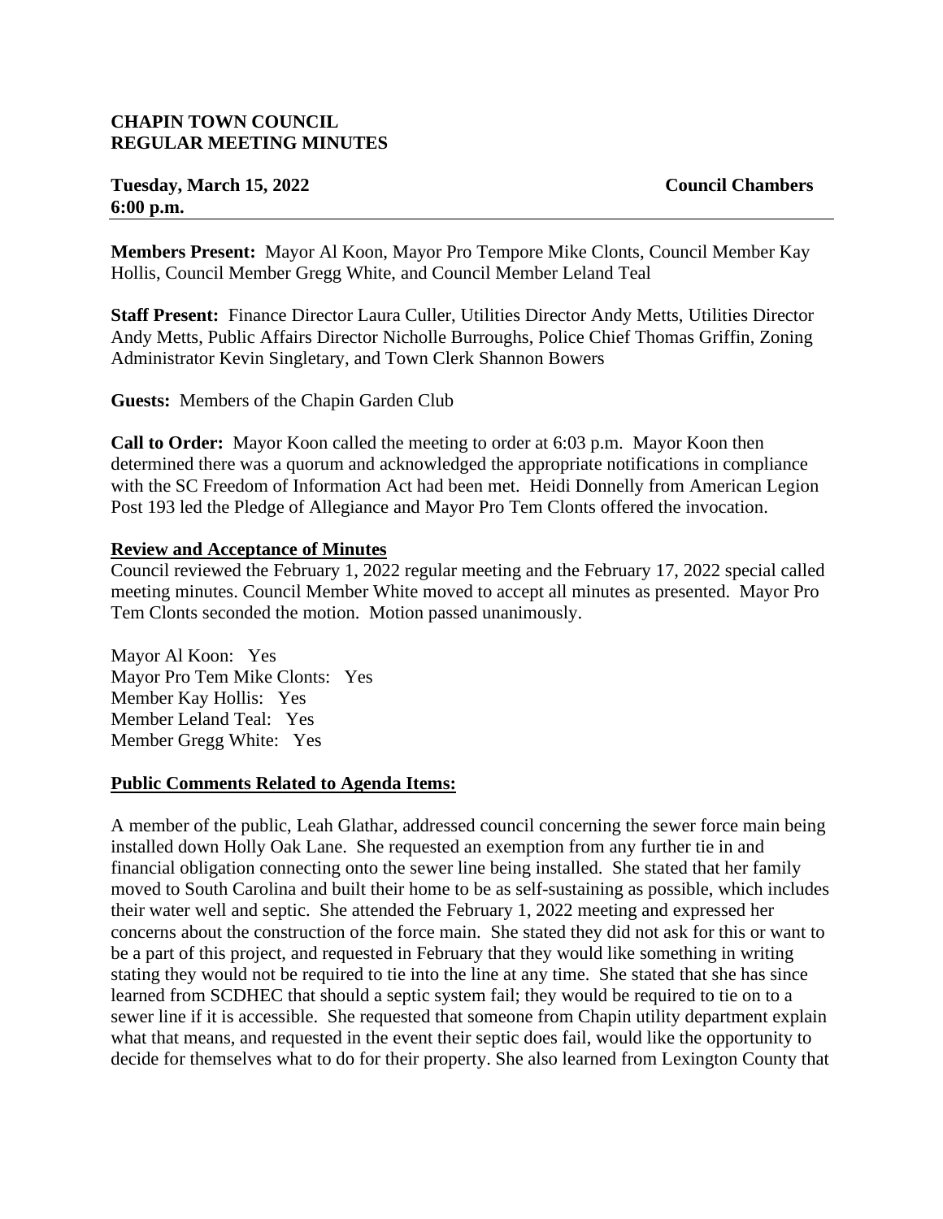**CHAPIN TOWN COUNCIL**
**REGULAR MEETING MINUTES**

**Tuesday, March 15, 2022** **Council Chambers**
**6:00 p.m.**

---

**Members Present:** Mayor Al Koon, Mayor Pro Tempore Mike Clonts, Council Member Kay Hollis, Council Member Gregg White, and Council Member Leland Teal

**Staff Present:** Finance Director Laura Culler, Utilities Director Andy Metts, Utilities Director Andy Metts, Public Affairs Director Nicholle Burroughs, Police Chief Thomas Griffin, Zoning Administrator Kevin Singletary, and Town Clerk Shannon Bowers

**Guests:** Members of the Chapin Garden Club

**Call to Order:** Mayor Koon called the meeting to order at 6:03 p.m. Mayor Koon then determined there was a quorum and acknowledged the appropriate notifications in compliance with the SC Freedom of Information Act had been met. Heidi Donnelly from American Legion Post 193 led the Pledge of Allegiance and Mayor Pro Tem Clonts offered the invocation.

**Review and Acceptance of Minutes**

Council reviewed the February 1, 2022 regular meeting and the February 17, 2022 special called meeting minutes. Council Member White moved to accept all minutes as presented. Mayor Pro Tem Clonts seconded the motion. Motion passed unanimously.

Mayor Al Koon: Yes
Mayor Pro Tem Mike Clonts: Yes
Member Kay Hollis: Yes
Member Leland Teal: Yes
Member Gregg White: Yes

**Public Comments Related to Agenda Items:**

A member of the public, Leah Glathar, addressed council concerning the sewer force main being installed down Holly Oak Lane. She requested an exemption from any further tie in and financial obligation connecting onto the sewer line being installed. She stated that her family moved to South Carolina and built their home to be as self-sustaining as possible, which includes their water well and septic. She attended the February 1, 2022 meeting and expressed her concerns about the construction of the force main. She stated they did not ask for this or want to be a part of this project, and requested in February that they would like something in writing stating they would not be required to tie into the line at any time. She stated that she has since learned from SCDHEC that should a septic system fail; they would be required to tie on to a sewer line if it is accessible. She requested that someone from Chapin utility department explain what that means, and requested in the event their septic does fail, would like the opportunity to decide for themselves what to do for their property. She also learned from Lexington County that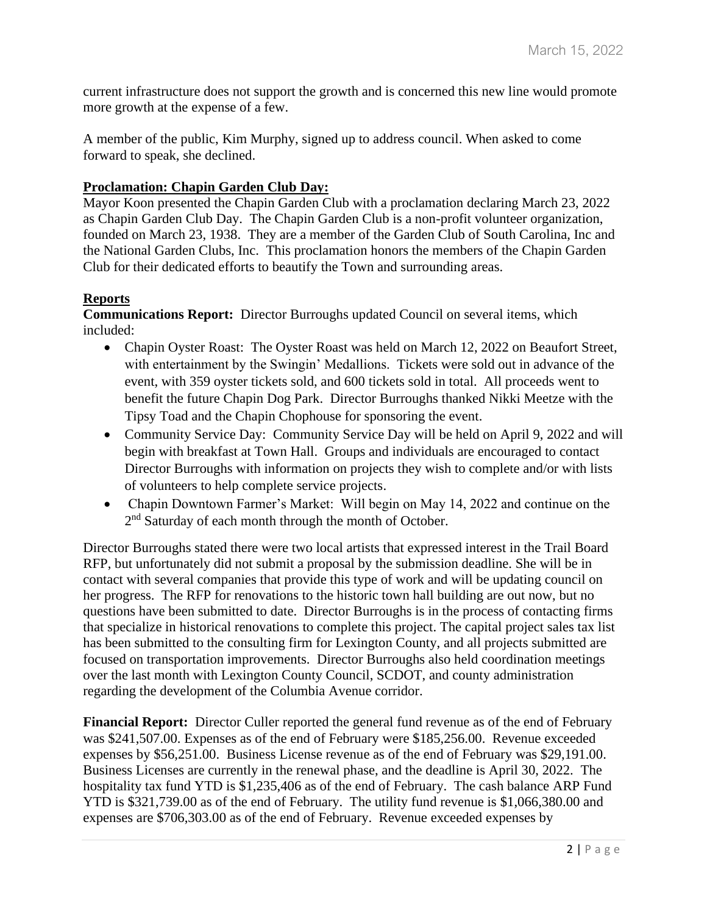current infrastructure does not support the growth and is concerned this new line would promote more growth at the expense of a few.

A member of the public, Kim Murphy, signed up to address council. When asked to come forward to speak, she declined.

## Proclamation: Chapin Garden Club Day:

Mayor Koon presented the Chapin Garden Club with a proclamation declaring March 23, 2022 as Chapin Garden Club Day. The Chapin Garden Club is a non-profit volunteer organization, founded on March 23, 1938. They are a member of the Garden Club of South Carolina, Inc and the National Garden Clubs, Inc. This proclamation honors the members of the Chapin Garden Club for their dedicated efforts to beautify the Town and surrounding areas.

## Reports

**Communications Report:** Director Burroughs updated Council on several items, which included:

- Chapin Oyster Roast: The Oyster Roast was held on March 12, 2022 on Beaufort Street, with entertainment by the Swingin' Medallions. Tickets were sold out in advance of the event, with 359 oyster tickets sold, and 600 tickets sold in total. All proceeds went to benefit the future Chapin Dog Park. Director Burroughs thanked Nikki Meetze with the Tipsy Toad and the Chapin Chophouse for sponsoring the event.
- Community Service Day: Community Service Day will be held on April 9, 2022 and will begin with breakfast at Town Hall. Groups and individuals are encouraged to contact Director Burroughs with information on projects they wish to complete and/or with lists of volunteers to help complete service projects.
- Chapin Downtown Farmer's Market: Will begin on May 14, 2022 and continue on the 2nd Saturday of each month through the month of October.

Director Burroughs stated there were two local artists that expressed interest in the Trail Board RFP, but unfortunately did not submit a proposal by the submission deadline. She will be in contact with several companies that provide this type of work and will be updating council on her progress. The RFP for renovations to the historic town hall building are out now, but no questions have been submitted to date. Director Burroughs is in the process of contacting firms that specialize in historical renovations to complete this project. The capital project sales tax list has been submitted to the consulting firm for Lexington County, and all projects submitted are focused on transportation improvements. Director Burroughs also held coordination meetings over the last month with Lexington County Council, SCDOT, and county administration regarding the development of the Columbia Avenue corridor.

**Financial Report:** Director Culler reported the general fund revenue as of the end of February was $241,507.00. Expenses as of the end of February were $185,256.00. Revenue exceeded expenses by $56,251.00. Business License revenue as of the end of February was $29,191.00. Business Licenses are currently in the renewal phase, and the deadline is April 30, 2022. The hospitality tax fund YTD is $1,235,406 as of the end of February. The cash balance ARP Fund YTD is $321,739.00 as of the end of February. The utility fund revenue is $1,066,380.00 and expenses are $706,303.00 as of the end of February. Revenue exceeded expenses by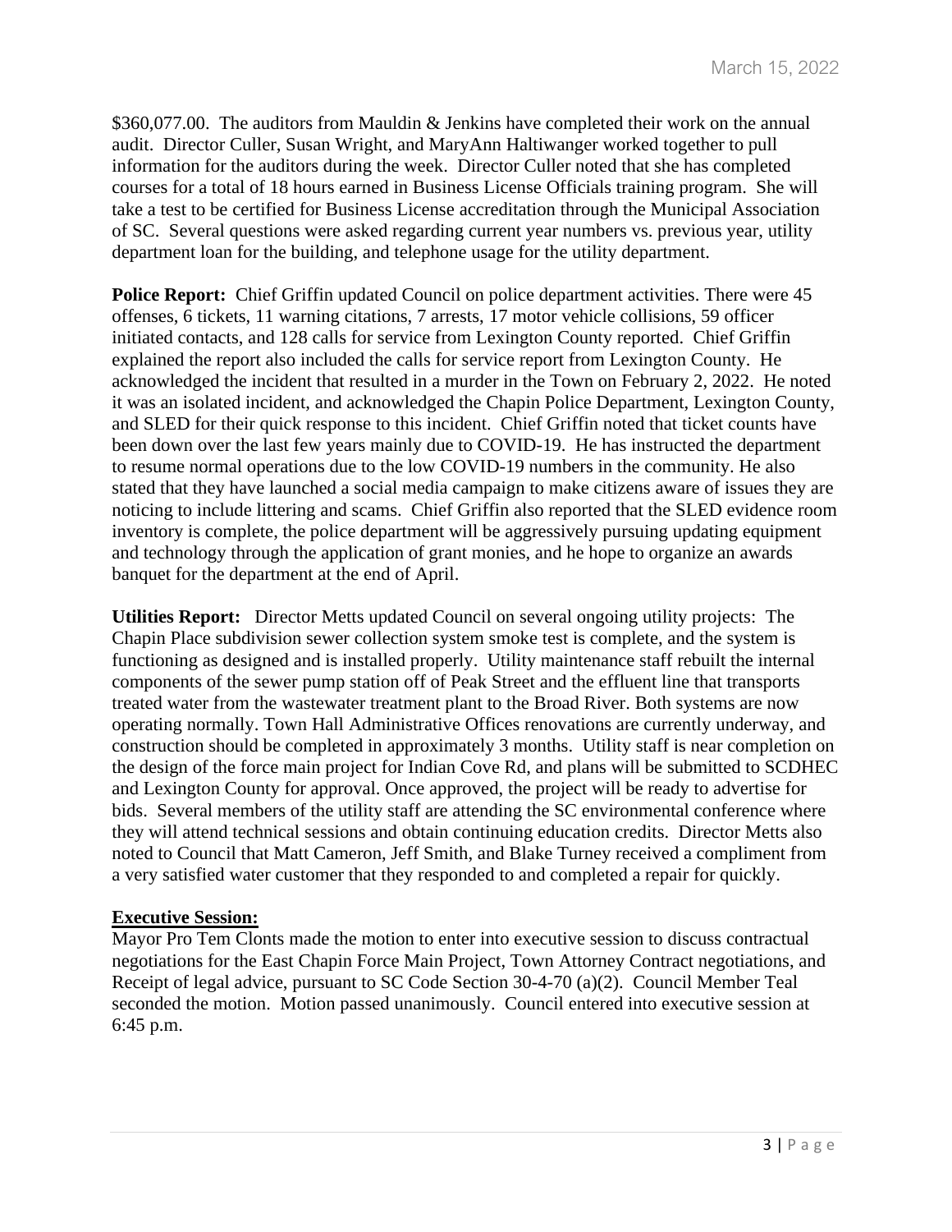$360,077.00. The auditors from Mauldin & Jenkins have completed their work on the annual audit. Director Culler, Susan Wright, and MaryAnn Haltiwanger worked together to pull information for the auditors during the week. Director Culler noted that she has completed courses for a total of 18 hours earned in Business License Officials training program. She will take a test to be certified for Business License accreditation through the Municipal Association of SC. Several questions were asked regarding current year numbers vs. previous year, utility department loan for the building, and telephone usage for the utility department.

**Police Report:** Chief Griffin updated Council on police department activities. There were 45 offenses, 6 tickets, 11 warning citations, 7 arrests, 17 motor vehicle collisions, 59 officer initiated contacts, and 128 calls for service from Lexington County reported. Chief Griffin explained the report also included the calls for service report from Lexington County. He acknowledged the incident that resulted in a murder in the Town on February 2, 2022. He noted it was an isolated incident, and acknowledged the Chapin Police Department, Lexington County, and SLED for their quick response to this incident. Chief Griffin noted that ticket counts have been down over the last few years mainly due to COVID-19. He has instructed the department to resume normal operations due to the low COVID-19 numbers in the community. He also stated that they have launched a social media campaign to make citizens aware of issues they are noticing to include littering and scams. Chief Griffin also reported that the SLED evidence room inventory is complete, the police department will be aggressively pursuing updating equipment and technology through the application of grant monies, and he hope to organize an awards banquet for the department at the end of April.

**Utilities Report:** Director Metts updated Council on several ongoing utility projects: The Chapin Place subdivision sewer collection system smoke test is complete, and the system is functioning as designed and is installed properly. Utility maintenance staff rebuilt the internal components of the sewer pump station off of Peak Street and the effluent line that transports treated water from the wastewater treatment plant to the Broad River. Both systems are now operating normally. Town Hall Administrative Offices renovations are currently underway, and construction should be completed in approximately 3 months. Utility staff is near completion on the design of the force main project for Indian Cove Rd, and plans will be submitted to SCDHEC and Lexington County for approval. Once approved, the project will be ready to advertise for bids. Several members of the utility staff are attending the SC environmental conference where they will attend technical sessions and obtain continuing education credits. Director Metts also noted to Council that Matt Cameron, Jeff Smith, and Blake Turney received a compliment from a very satisfied water customer that they responded to and completed a repair for quickly.

**Executive Session:**

Mayor Pro Tem Clonts made the motion to enter into executive session to discuss contractual negotiations for the East Chapin Force Main Project, Town Attorney Contract negotiations, and Receipt of legal advice, pursuant to SC Code Section 30-4-70 (a)(2). Council Member Teal seconded the motion. Motion passed unanimously. Council entered into executive session at 6:45 p.m.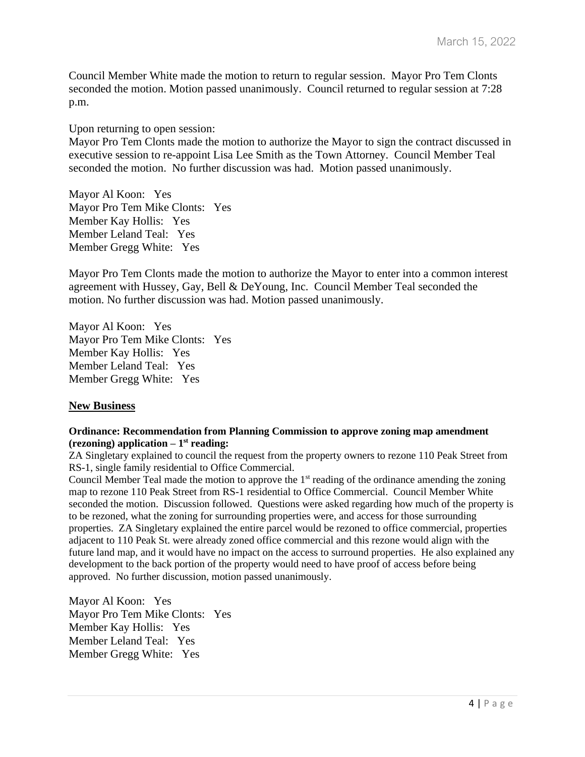Council Member White made the motion to return to regular session. Mayor Pro Tem Clonts seconded the motion. Motion passed unanimously. Council returned to regular session at 7:28 p.m.

Upon returning to open session:
Mayor Pro Tem Clonts made the motion to authorize the Mayor to sign the contract discussed in executive session to re-appoint Lisa Lee Smith as the Town Attorney. Council Member Teal seconded the motion. No further discussion was had. Motion passed unanimously.

Mayor Al Koon: Yes
Mayor Pro Tem Mike Clonts: Yes
Member Kay Hollis: Yes
Member Leland Teal: Yes
Member Gregg White: Yes

Mayor Pro Tem Clonts made the motion to authorize the Mayor to enter into a common interest agreement with Hussey, Gay, Bell & DeYoung, Inc. Council Member Teal seconded the motion. No further discussion was had. Motion passed unanimously.

Mayor Al Koon: Yes
Mayor Pro Tem Mike Clonts: Yes
Member Kay Hollis: Yes
Member Leland Teal: Yes
Member Gregg White: Yes

## New Business

**Ordinance: Recommendation from Planning Commission to approve zoning map amendment (rezoning) application – 1st reading:**

ZA Singletary explained to council the request from the property owners to rezone 110 Peak Street from RS-1, single family residential to Office Commercial.
Council Member Teal made the motion to approve the 1st reading of the ordinance amending the zoning map to rezone 110 Peak Street from RS-1 residential to Office Commercial. Council Member White seconded the motion. Discussion followed. Questions were asked regarding how much of the property is to be rezoned, what the zoning for surrounding properties were, and access for those surrounding properties. ZA Singletary explained the entire parcel would be rezoned to office commercial, properties adjacent to 110 Peak St. were already zoned office commercial and this rezone would align with the future land map, and it would have no impact on the access to surround properties. He also explained any development to the back portion of the property would need to have proof of access before being approved. No further discussion, motion passed unanimously.

Mayor Al Koon: Yes
Mayor Pro Tem Mike Clonts: Yes
Member Kay Hollis: Yes
Member Leland Teal: Yes
Member Gregg White: Yes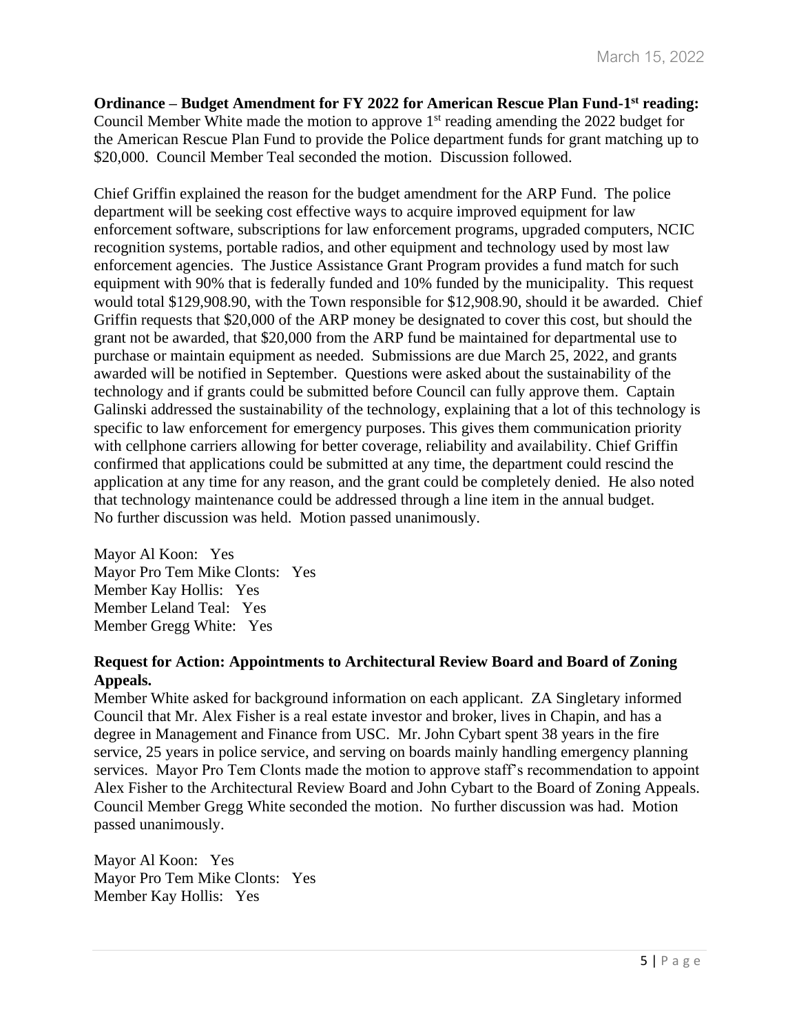**Ordinance – Budget Amendment for FY 2022 for American Rescue Plan Fund-1st reading:** Council Member White made the motion to approve 1st reading amending the 2022 budget for the American Rescue Plan Fund to provide the Police department funds for grant matching up to $20,000. Council Member Teal seconded the motion. Discussion followed.

Chief Griffin explained the reason for the budget amendment for the ARP Fund. The police department will be seeking cost effective ways to acquire improved equipment for law enforcement software, subscriptions for law enforcement programs, upgraded computers, NCIC recognition systems, portable radios, and other equipment and technology used by most law enforcement agencies. The Justice Assistance Grant Program provides a fund match for such equipment with 90% that is federally funded and 10% funded by the municipality. This request would total $129,908.90, with the Town responsible for $12,908.90, should it be awarded. Chief Griffin requests that $20,000 of the ARP money be designated to cover this cost, but should the grant not be awarded, that $20,000 from the ARP fund be maintained for departmental use to purchase or maintain equipment as needed. Submissions are due March 25, 2022, and grants awarded will be notified in September. Questions were asked about the sustainability of the technology and if grants could be submitted before Council can fully approve them. Captain Galinski addressed the sustainability of the technology, explaining that a lot of this technology is specific to law enforcement for emergency purposes. This gives them communication priority with cellphone carriers allowing for better coverage, reliability and availability. Chief Griffin confirmed that applications could be submitted at any time, the department could rescind the application at any time for any reason, and the grant could be completely denied. He also noted that technology maintenance could be addressed through a line item in the annual budget. No further discussion was held. Motion passed unanimously.

Mayor Al Koon: Yes
Mayor Pro Tem Mike Clonts: Yes
Member Kay Hollis: Yes
Member Leland Teal: Yes
Member Gregg White: Yes

**Request for Action: Appointments to Architectural Review Board and Board of Zoning Appeals.**

Member White asked for background information on each applicant. ZA Singletary informed Council that Mr. Alex Fisher is a real estate investor and broker, lives in Chapin, and has a degree in Management and Finance from USC. Mr. John Cybart spent 38 years in the fire service, 25 years in police service, and serving on boards mainly handling emergency planning services. Mayor Pro Tem Clonts made the motion to approve staff's recommendation to appoint Alex Fisher to the Architectural Review Board and John Cybart to the Board of Zoning Appeals. Council Member Gregg White seconded the motion. No further discussion was had. Motion passed unanimously.

Mayor Al Koon: Yes
Mayor Pro Tem Mike Clonts: Yes
Member Kay Hollis: Yes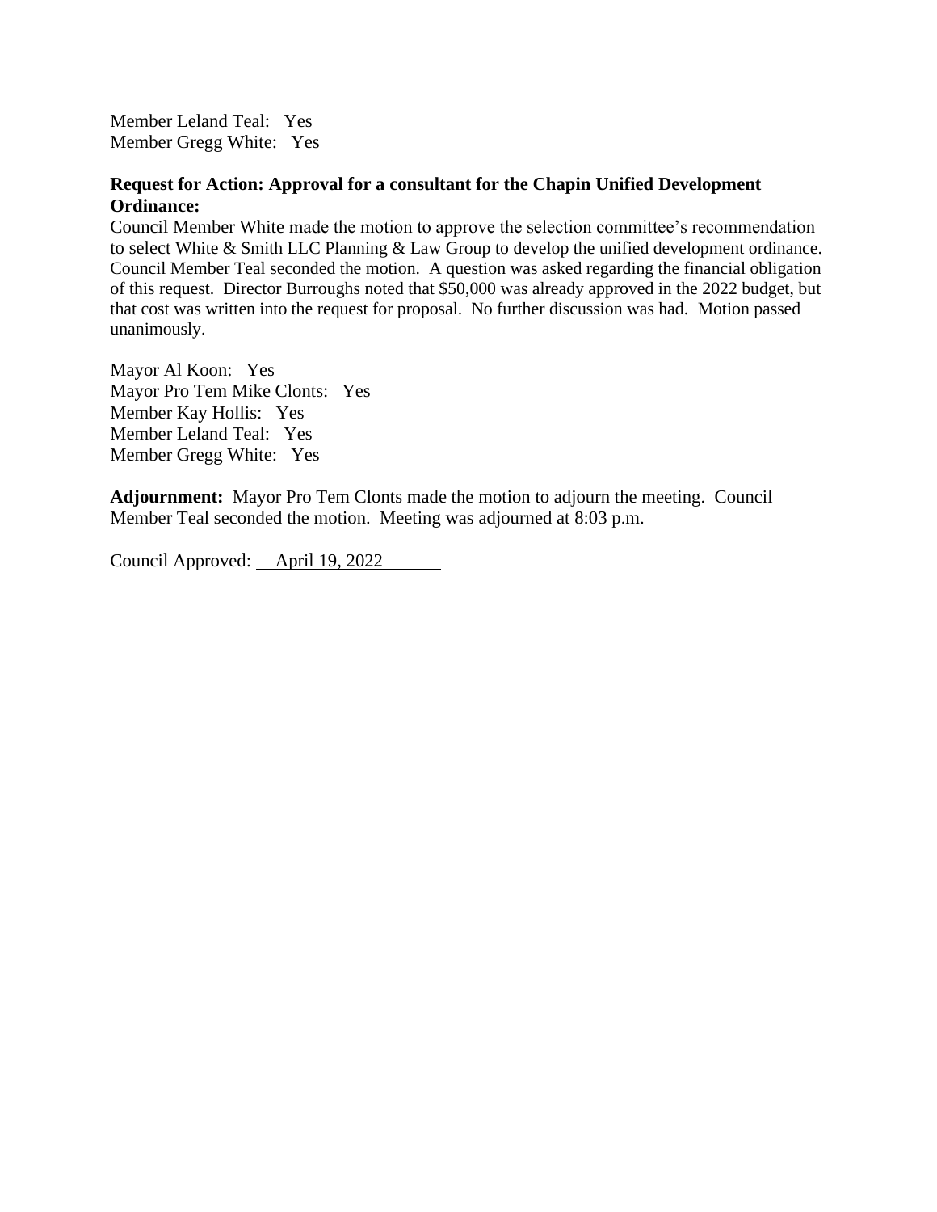Member Leland Teal: Yes
Member Gregg White: Yes

**Request for Action: Approval for a consultant for the Chapin Unified Development Ordinance:**
Council Member White made the motion to approve the selection committee's recommendation to select White & Smith LLC Planning & Law Group to develop the unified development ordinance. Council Member Teal seconded the motion. A question was asked regarding the financial obligation of this request. Director Burroughs noted that $50,000 was already approved in the 2022 budget, but that cost was written into the request for proposal. No further discussion was had. Motion passed unanimously.

Mayor Al Koon: Yes
Mayor Pro Tem Mike Clonts: Yes
Member Kay Hollis: Yes
Member Leland Teal: Yes
Member Gregg White: Yes

**Adjournment:** Mayor Pro Tem Clonts made the motion to adjourn the meeting. Council Member Teal seconded the motion. Meeting was adjourned at 8:03 p.m.

Council Approved: April 19, 2022